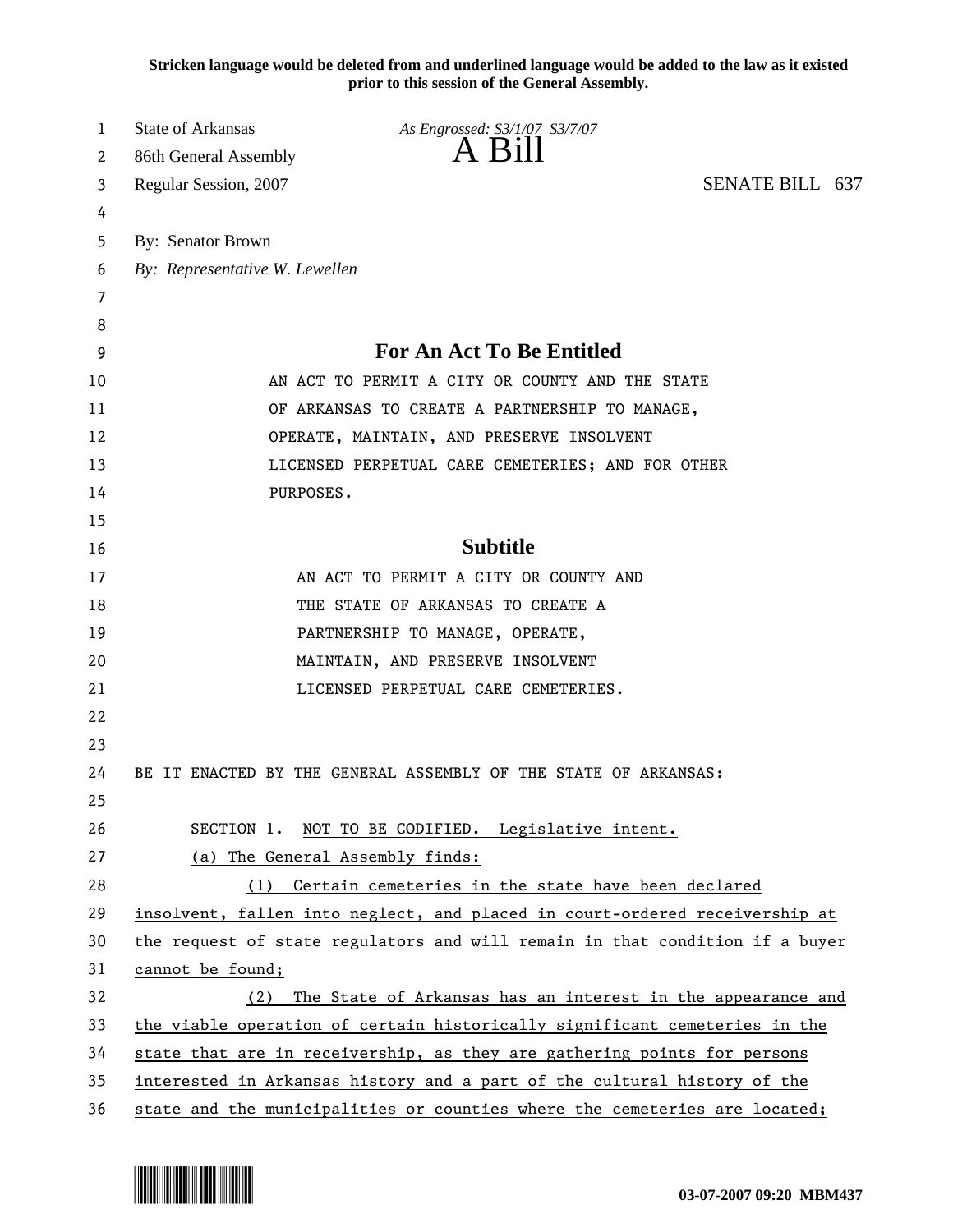**Stricken language would be deleted from and underlined language would be added to the law as it existed prior to this session of the General Assembly.**

State of Arkansas *As Engrossed: S3/1/07 S3/7/07*
86th General Assembly
# A Bill
Regular Session, 2007 SENATE BILL 637

By: Senator Brown
*By: Representative W. Lewellen*

## For An Act To Be Entitled

AN ACT TO PERMIT A CITY OR COUNTY AND THE STATE OF ARKANSAS TO CREATE A PARTNERSHIP TO MANAGE, OPERATE, MAINTAIN, AND PRESERVE INSOLVENT LICENSED PERPETUAL CARE CEMETERIES; AND FOR OTHER PURPOSES.

## Subtitle

AN ACT TO PERMIT A CITY OR COUNTY AND THE STATE OF ARKANSAS TO CREATE A PARTNERSHIP TO MANAGE, OPERATE, MAINTAIN, AND PRESERVE INSOLVENT LICENSED PERPETUAL CARE CEMETERIES.

BE IT ENACTED BY THE GENERAL ASSEMBLY OF THE STATE OF ARKANSAS:

SECTION 1. NOT TO BE CODIFIED. Legislative intent.

(a) The General Assembly finds:

(1) Certain cemeteries in the state have been declared insolvent, fallen into neglect, and placed in court-ordered receivership at the request of state regulators and will remain in that condition if a buyer cannot be found;

(2) The State of Arkansas has an interest in the appearance and the viable operation of certain historically significant cemeteries in the state that are in receivership, as they are gathering points for persons interested in Arkansas history and a part of the cultural history of the state and the municipalities or counties where the cemeteries are located;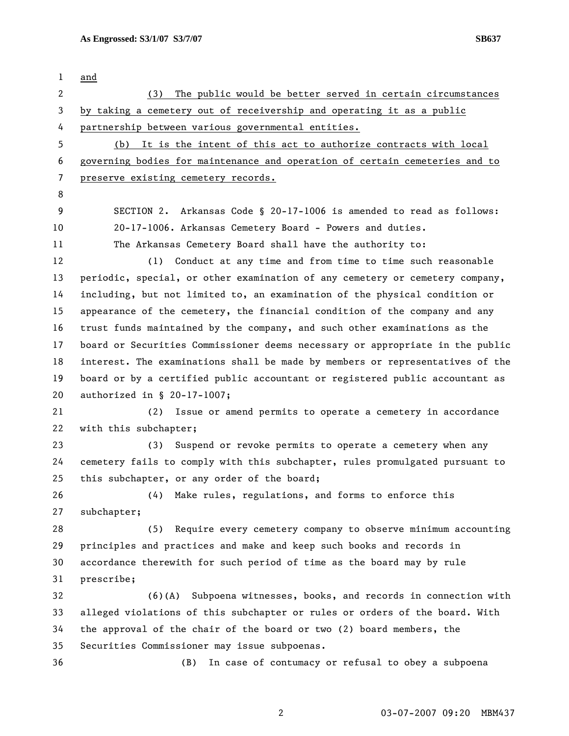and

(3) The public would be better served in certain circumstances by taking a cemetery out of receivership and operating it as a public partnership between various governmental entities.

(b) It is the intent of this act to authorize contracts with local governing bodies for maintenance and operation of certain cemeteries and to preserve existing cemetery records.

SECTION 2. Arkansas Code § 20-17-1006 is amended to read as follows:

20-17-1006. Arkansas Cemetery Board - Powers and duties.

The Arkansas Cemetery Board shall have the authority to:

(1) Conduct at any time and from time to time such reasonable periodic, special, or other examination of any cemetery or cemetery company, including, but not limited to, an examination of the physical condition or appearance of the cemetery, the financial condition of the company and any trust funds maintained by the company, and such other examinations as the board or Securities Commissioner deems necessary or appropriate in the public interest. The examinations shall be made by members or representatives of the board or by a certified public accountant or registered public accountant as authorized in § 20-17-1007;

(2) Issue or amend permits to operate a cemetery in accordance with this subchapter;

(3) Suspend or revoke permits to operate a cemetery when any cemetery fails to comply with this subchapter, rules promulgated pursuant to this subchapter, or any order of the board;

(4) Make rules, regulations, and forms to enforce this subchapter;

(5) Require every cemetery company to observe minimum accounting principles and practices and make and keep such books and records in accordance therewith for such period of time as the board may by rule prescribe;

(6)(A) Subpoena witnesses, books, and records in connection with alleged violations of this subchapter or rules or orders of the board. With the approval of the chair of the board or two (2) board members, the Securities Commissioner may issue subpoenas.

(B) In case of contumacy or refusal to obey a subpoena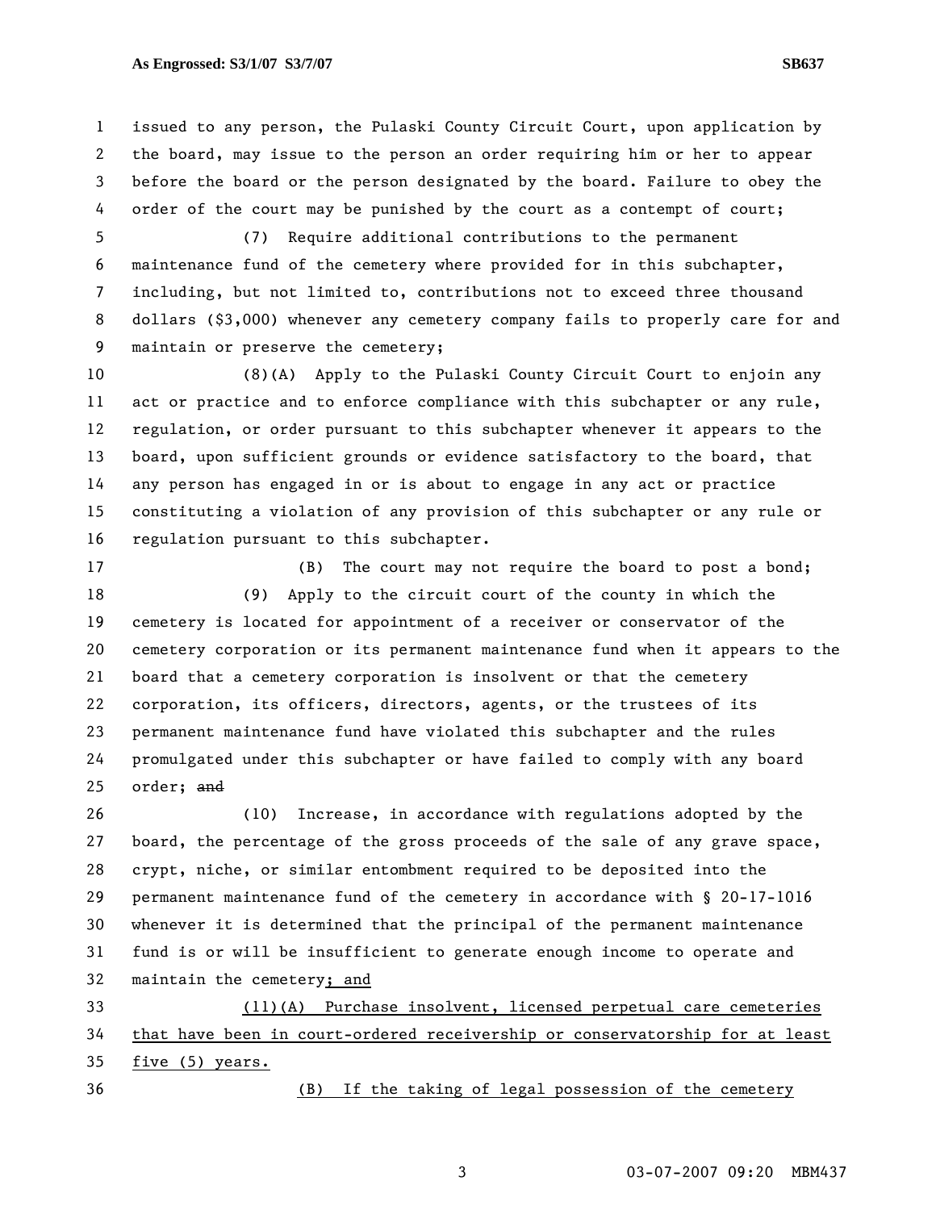issued to any person, the Pulaski County Circuit Court, upon application by the board, may issue to the person an order requiring him or her to appear before the board or the person designated by the board. Failure to obey the order of the court may be punished by the court as a contempt of court;

(7) Require additional contributions to the permanent maintenance fund of the cemetery where provided for in this subchapter, including, but not limited to, contributions not to exceed three thousand dollars ($3,000) whenever any cemetery company fails to properly care for and maintain or preserve the cemetery;

(8)(A) Apply to the Pulaski County Circuit Court to enjoin any act or practice and to enforce compliance with this subchapter or any rule, regulation, or order pursuant to this subchapter whenever it appears to the board, upon sufficient grounds or evidence satisfactory to the board, that any person has engaged in or is about to engage in any act or practice constituting a violation of any provision of this subchapter or any rule or regulation pursuant to this subchapter.

(B) The court may not require the board to post a bond;

(9) Apply to the circuit court of the county in which the cemetery is located for appointment of a receiver or conservator of the cemetery corporation or its permanent maintenance fund when it appears to the board that a cemetery corporation is insolvent or that the cemetery corporation, its officers, directors, agents, or the trustees of its permanent maintenance fund have violated this subchapter and the rules promulgated under this subchapter or have failed to comply with any board order; ~~and~~

(10) Increase, in accordance with regulations adopted by the board, the percentage of the gross proceeds of the sale of any grave space, crypt, niche, or similar entombment required to be deposited into the permanent maintenance fund of the cemetery in accordance with § 20-17-1016 whenever it is determined that the principal of the permanent maintenance fund is or will be insufficient to generate enough income to operate and maintain the cemetery<u>; and</u>

<u>(11)(A) Purchase insolvent, licensed perpetual care cemeteries that have been in court-ordered receivership or conservatorship for at least five (5) years.</u>

<u>(B) If the taking of legal possession of the cemetery</u>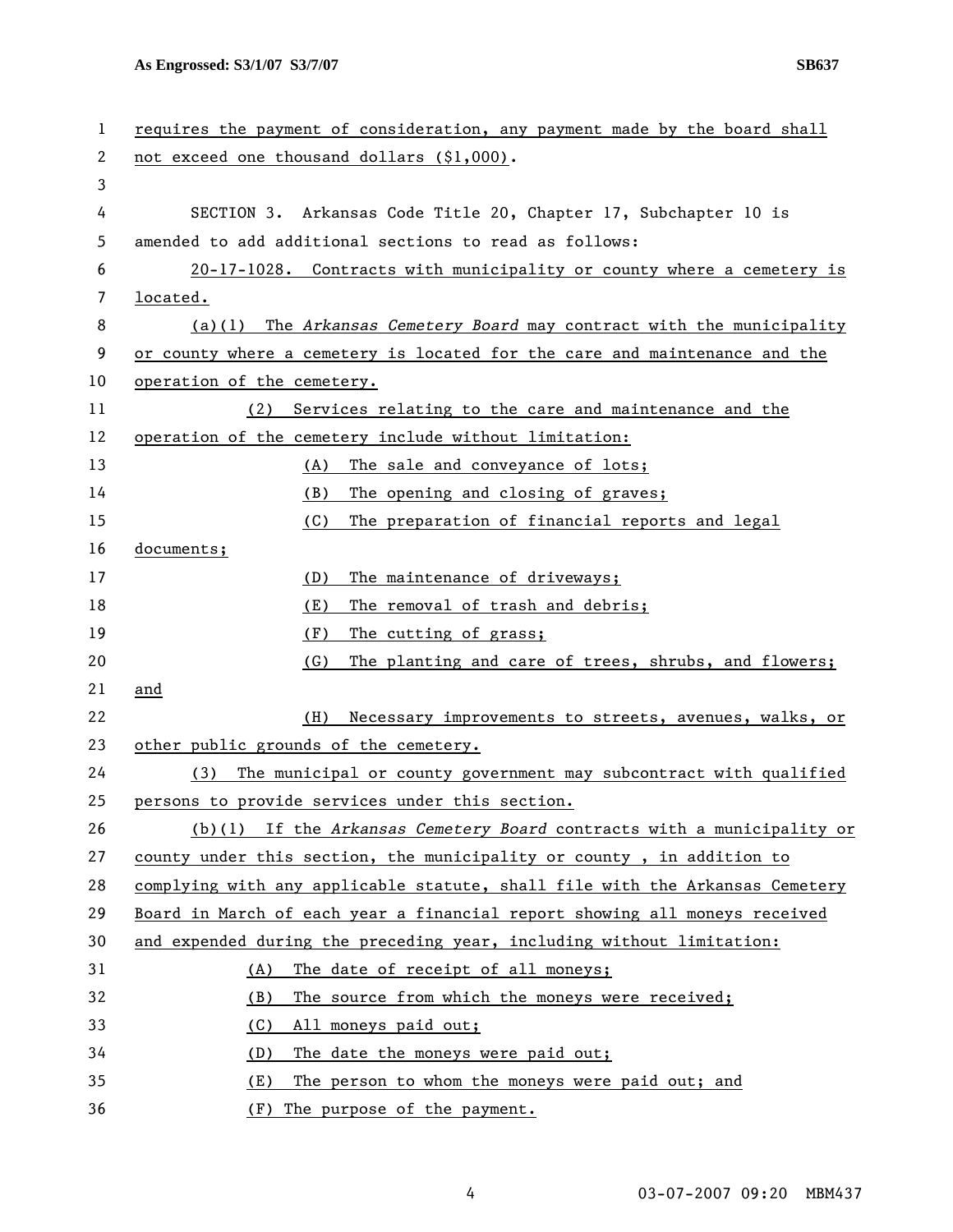requires the payment of consideration, any payment made by the board shall not exceed one thousand dollars ($1,000).

SECTION 3. Arkansas Code Title 20, Chapter 17, Subchapter 10 is amended to add additional sections to read as follows:

20-17-1028. Contracts with municipality or county where a cemetery is located.

(a)(1) The *Arkansas Cemetery Board* may contract with the municipality or county where a cemetery is located for the care and maintenance and the operation of the cemetery.

(2) Services relating to the care and maintenance and the operation of the cemetery include without limitation:

(A) The sale and conveyance of lots;

(B) The opening and closing of graves;

(C) The preparation of financial reports and legal documents;

(D) The maintenance of driveways;

(E) The removal of trash and debris;

(F) The cutting of grass;

(G) The planting and care of trees, shrubs, and flowers; and

(H) Necessary improvements to streets, avenues, walks, or other public grounds of the cemetery.

(3) The municipal or county government may subcontract with qualified persons to provide services under this section.

(b)(1) If the *Arkansas Cemetery Board* contracts with a municipality or county under this section, the municipality or county , in addition to complying with any applicable statute, shall file with the Arkansas Cemetery Board in March of each year a financial report showing all moneys received and expended during the preceding year, including without limitation:

(A) The date of receipt of all moneys;

(B) The source from which the moneys were received;

(C) All moneys paid out;

(D) The date the moneys were paid out;

(E) The person to whom the moneys were paid out; and

(F) The purpose of the payment.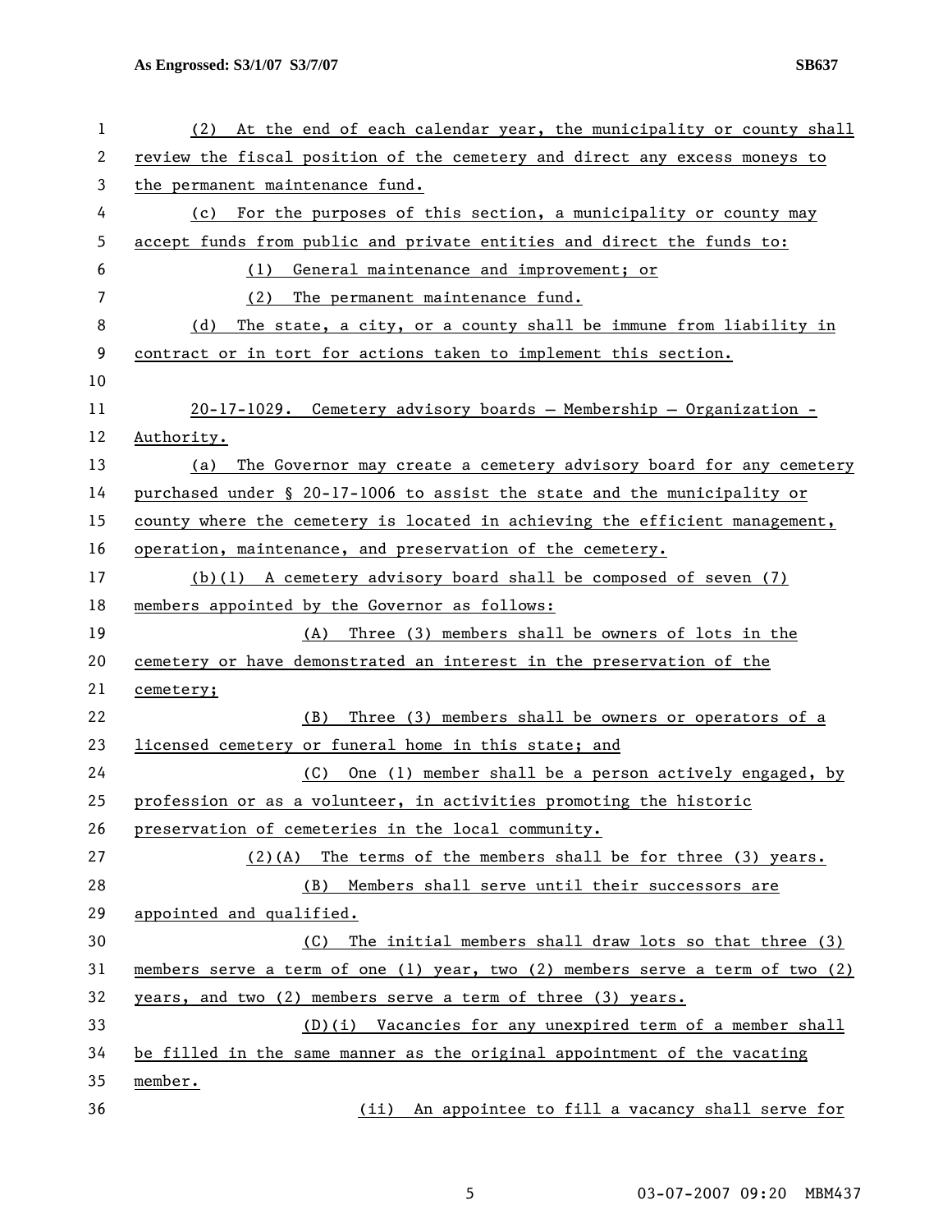(2) At the end of each calendar year, the municipality or county shall review the fiscal position of the cemetery and direct any excess moneys to the permanent maintenance fund.

(c) For the purposes of this section, a municipality or county may accept funds from public and private entities and direct the funds to:

(1) General maintenance and improvement; or

(2) The permanent maintenance fund.

(d) The state, a city, or a county shall be immune from liability in contract or in tort for actions taken to implement this section.

20-17-1029. Cemetery advisory boards – Membership – Organization - Authority.

(a) The Governor may create a cemetery advisory board for any cemetery purchased under § 20-17-1006 to assist the state and the municipality or county where the cemetery is located in achieving the efficient management, operation, maintenance, and preservation of the cemetery.

(b)(1) A cemetery advisory board shall be composed of seven (7) members appointed by the Governor as follows:

(A) Three (3) members shall be owners of lots in the cemetery or have demonstrated an interest in the preservation of the cemetery;

(B) Three (3) members shall be owners or operators of a licensed cemetery or funeral home in this state; and

(C) One (1) member shall be a person actively engaged, by profession or as a volunteer, in activities promoting the historic preservation of cemeteries in the local community.

(2)(A) The terms of the members shall be for three (3) years.

(B) Members shall serve until their successors are appointed and qualified.

(C) The initial members shall draw lots so that three (3) members serve a term of one (1) year, two (2) members serve a term of two (2) years, and two (2) members serve a term of three (3) years.

(D)(i) Vacancies for any unexpired term of a member shall be filled in the same manner as the original appointment of the vacating member.

(ii) An appointee to fill a vacancy shall serve for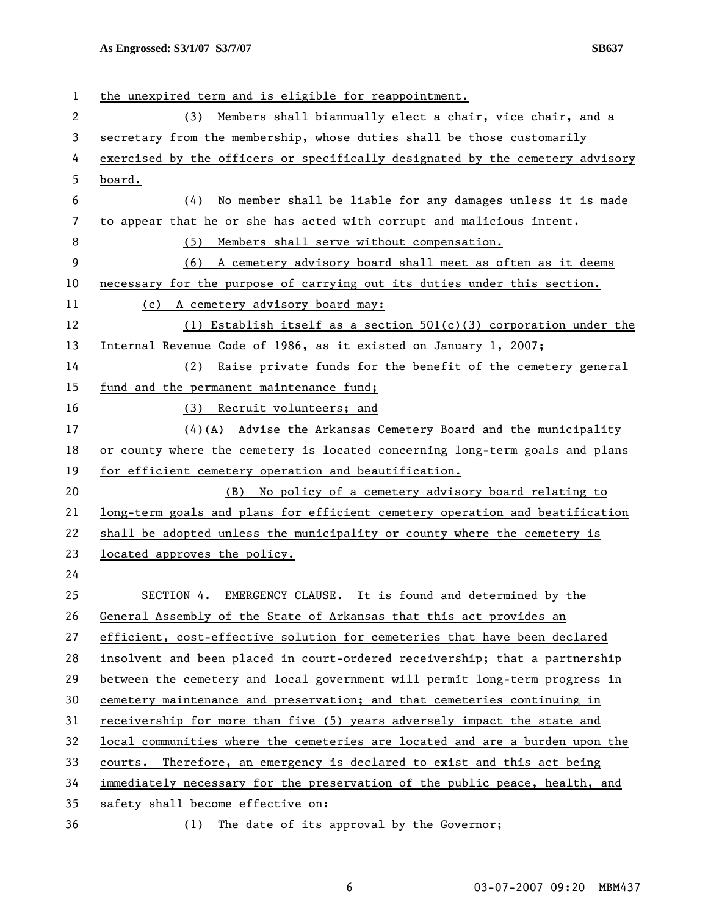the unexpired term and is eligible for reappointment.

(3) Members shall biannually elect a chair, vice chair, and a secretary from the membership, whose duties shall be those customarily exercised by the officers or specifically designated by the cemetery advisory board.

(4) No member shall be liable for any damages unless it is made to appear that he or she has acted with corrupt and malicious intent.

(5) Members shall serve without compensation.

(6) A cemetery advisory board shall meet as often as it deems necessary for the purpose of carrying out its duties under this section.

(c) A cemetery advisory board may:

(1) Establish itself as a section 501(c)(3) corporation under the Internal Revenue Code of 1986, as it existed on January 1, 2007;

(2) Raise private funds for the benefit of the cemetery general fund and the permanent maintenance fund;

(3) Recruit volunteers; and

(4)(A) Advise the Arkansas Cemetery Board and the municipality or county where the cemetery is located concerning long-term goals and plans for efficient cemetery operation and beautification.

(B) No policy of a cemetery advisory board relating to long-term goals and plans for efficient cemetery operation and beatification shall be adopted unless the municipality or county where the cemetery is located approves the policy.

SECTION 4. EMERGENCY CLAUSE. It is found and determined by the General Assembly of the State of Arkansas that this act provides an efficient, cost-effective solution for cemeteries that have been declared insolvent and been placed in court-ordered receivership; that a partnership between the cemetery and local government will permit long-term progress in cemetery maintenance and preservation; and that cemeteries continuing in receivership for more than five (5) years adversely impact the state and local communities where the cemeteries are located and are a burden upon the courts. Therefore, an emergency is declared to exist and this act being immediately necessary for the preservation of the public peace, health, and safety shall become effective on:

(1) The date of its approval by the Governor;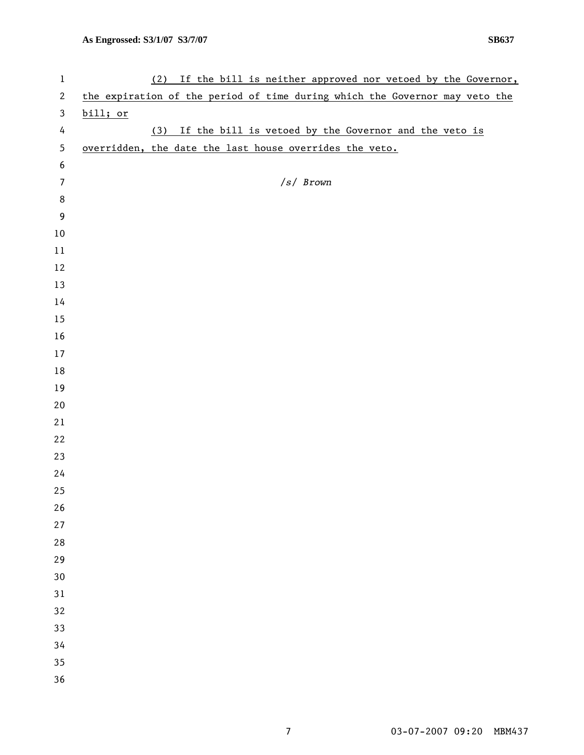(2) If the bill is neither approved nor vetoed by the Governor, the expiration of the period of time during which the Governor may veto the bill; or

(3) If the bill is vetoed by the Governor and the veto is overridden, the date the last house overrides the veto.

*/s/ Brown*